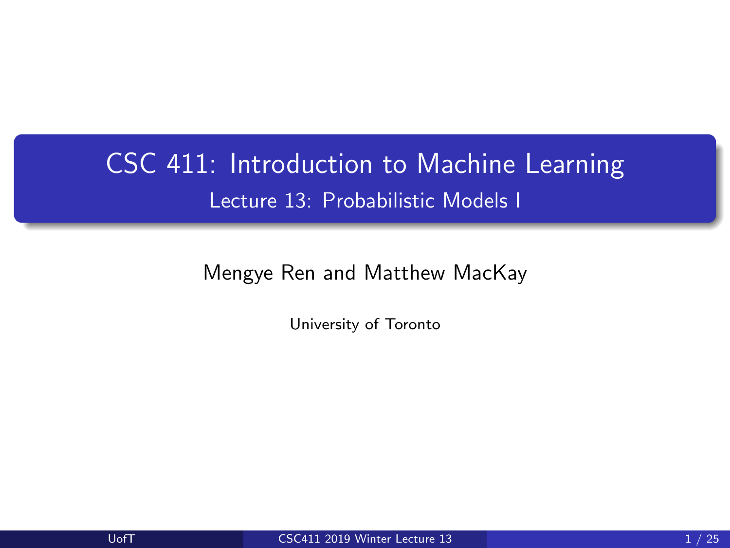# CSC 411: Introduction to Machine Learning

## Lecture 13: Probabilistic Models I

Mengye Ren and Matthew MacKay

University of Toronto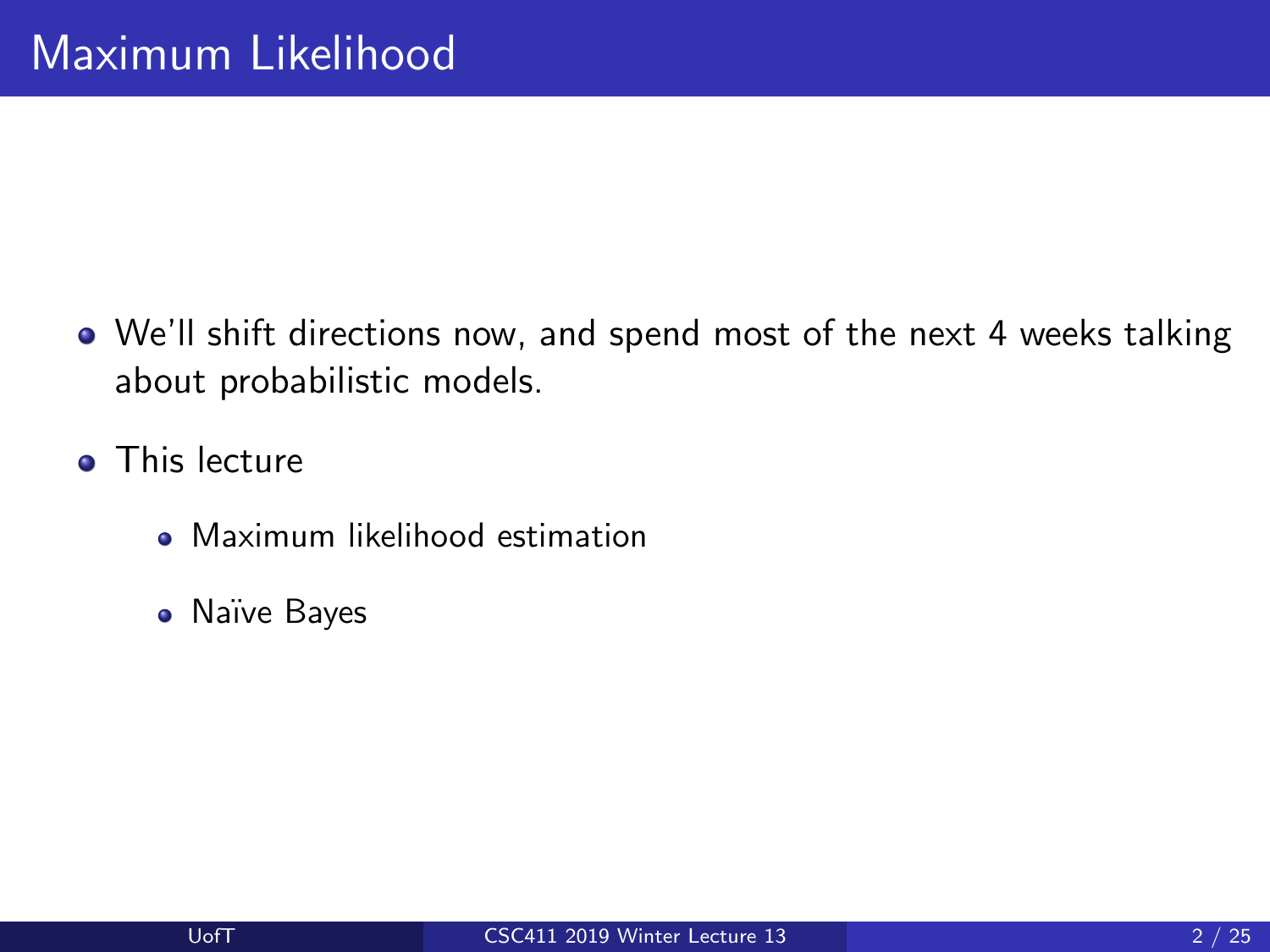# Maximum Likelihood

- We'll shift directions now, and spend most of the next 4 weeks talking about probabilistic models.
- This lecture
  - Maximum likelihood estimation
  - Naïve Bayes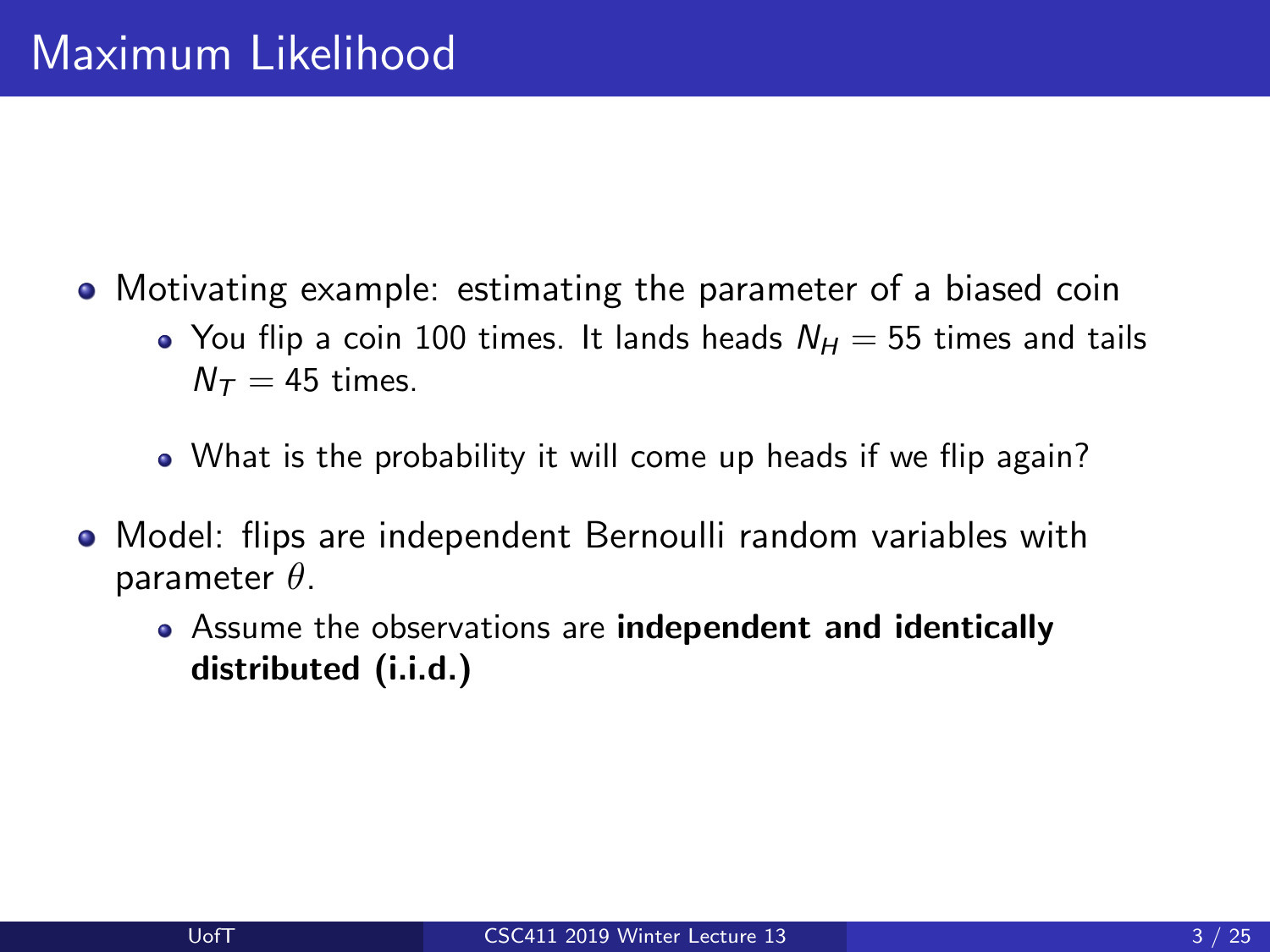# Maximum Likelihood

- Motivating example: estimating the parameter of a biased coin
  - You flip a coin 100 times. It lands heads $N_H = 55$ times and tails $N_T = 45$ times.
  - What is the probability it will come up heads if we flip again?
- Model: flips are independent Bernoulli random variables with parameter $\theta$.
  - Assume the observations are **independent and identically distributed (i.i.d.)**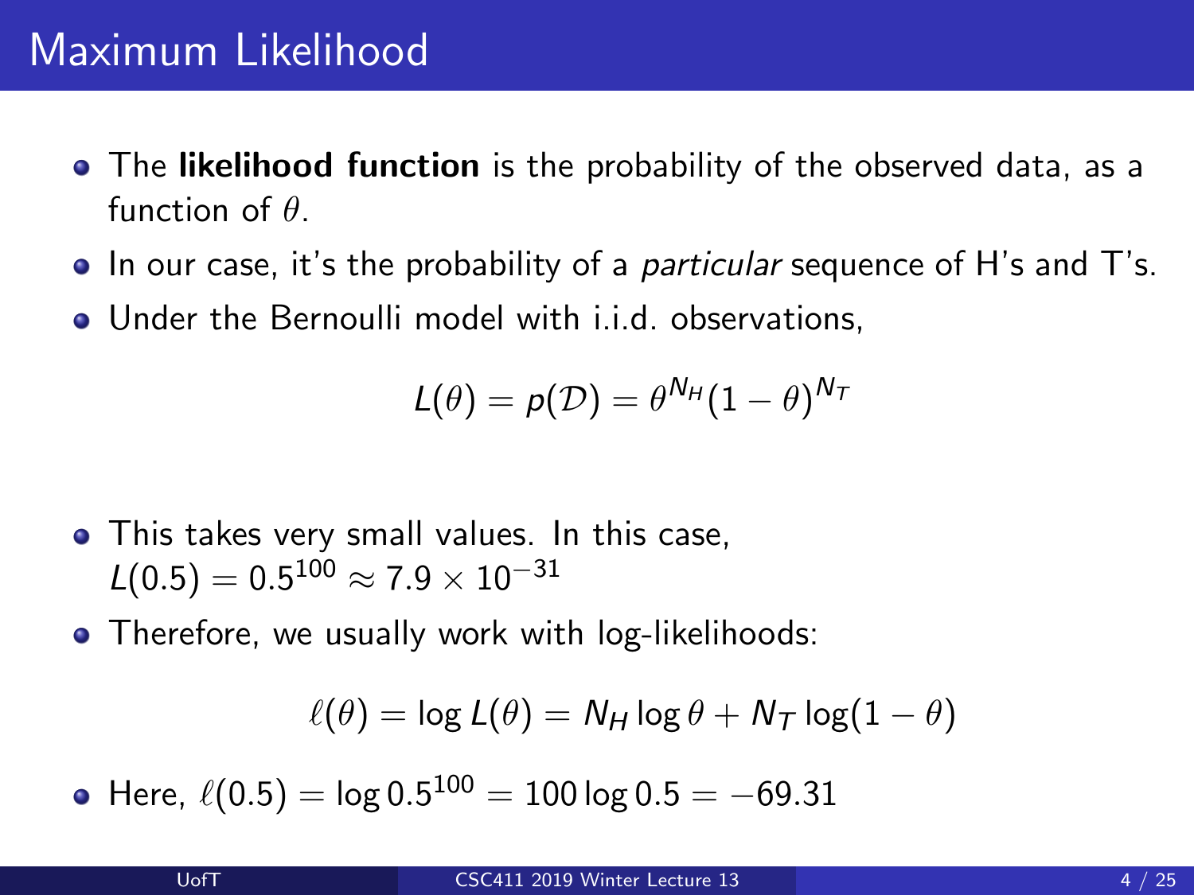# Maximum Likelihood

- The **likelihood function** is the probability of the observed data, as a function of $\theta$.
- In our case, it's the probability of a *particular* sequence of H's and T's.
- Under the Bernoulli model with i.i.d. observations,

$$L(\theta) = p(\mathcal{D}) = \theta^{N_H}(1-\theta)^{N_T}$$

- This takes very small values. In this case, $L(0.5) = 0.5^{100} \approx 7.9 \times 10^{-31}$
- Therefore, we usually work with log-likelihoods:

$$\ell(\theta) = \log L(\theta) = N_H \log \theta + N_T \log(1-\theta)$$

- Here, $\ell(0.5) = \log 0.5^{100} = 100 \log 0.5 = -69.31$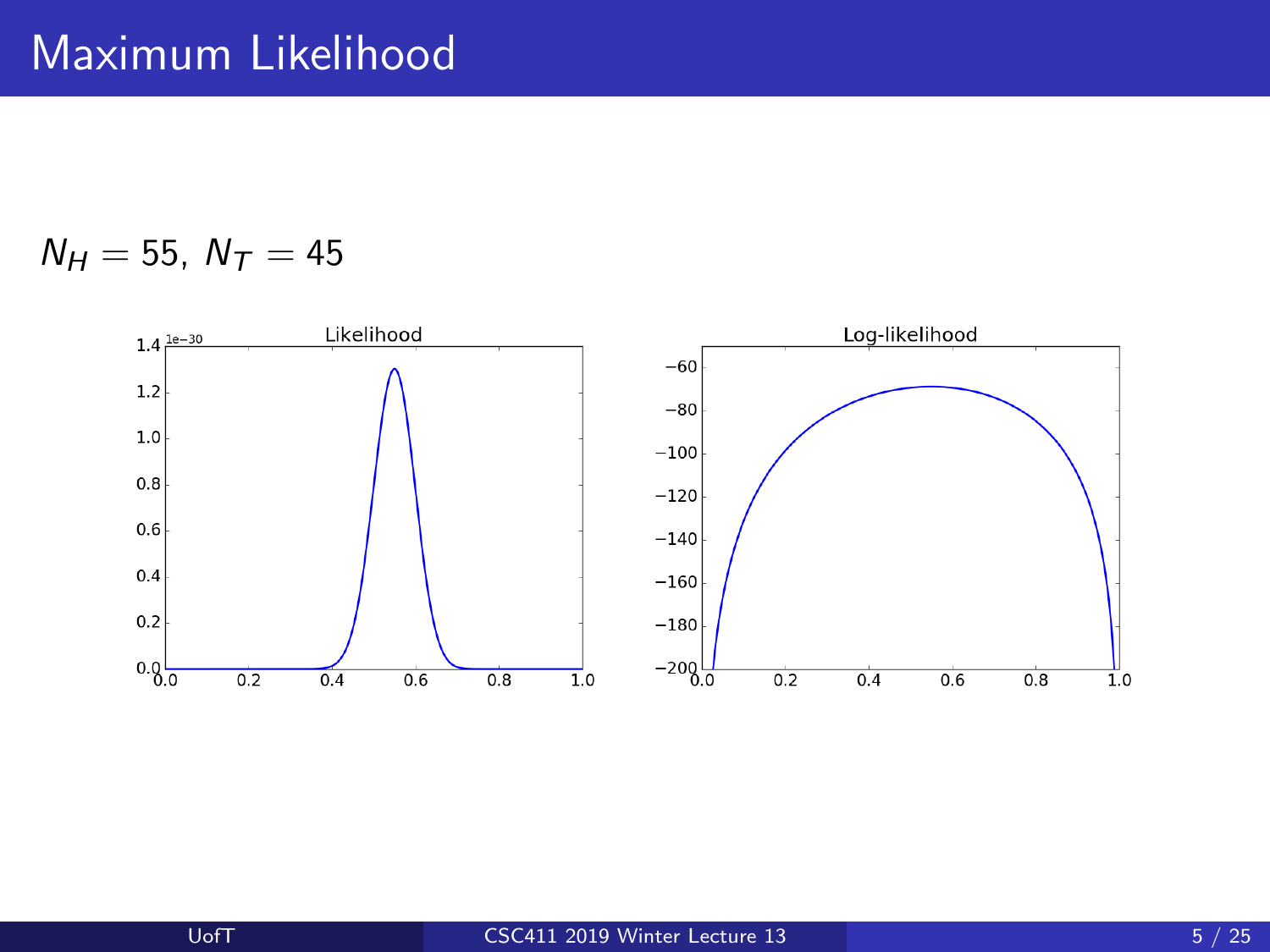# Maximum Likelihood

$N_H = 55,\ N_T = 45$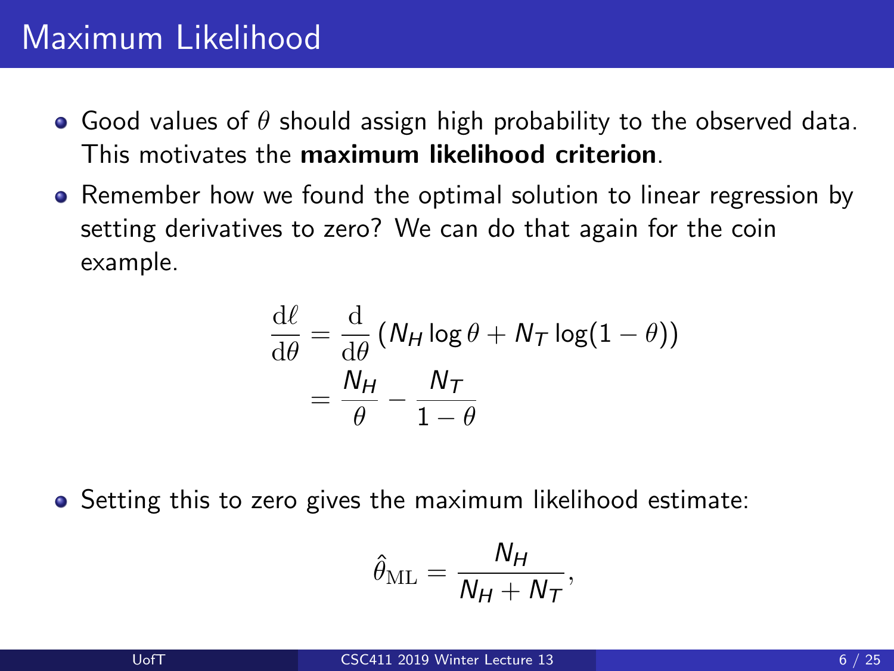# Maximum Likelihood

- Good values of $\theta$ should assign high probability to the observed data. This motivates the **maximum likelihood criterion**.
- Remember how we found the optimal solution to linear regression by setting derivatives to zero? We can do that again for the coin example.

$$\frac{\mathrm{d}\ell}{\mathrm{d}\theta} = \frac{\mathrm{d}}{\mathrm{d}\theta}\left(N_H \log \theta + N_T \log(1 - \theta)\right)$$
$$= \frac{N_H}{\theta} - \frac{N_T}{1 - \theta}$$

- Setting this to zero gives the maximum likelihood estimate:

$$\hat{\theta}_{\mathrm{ML}} = \frac{N_H}{N_H + N_T},$$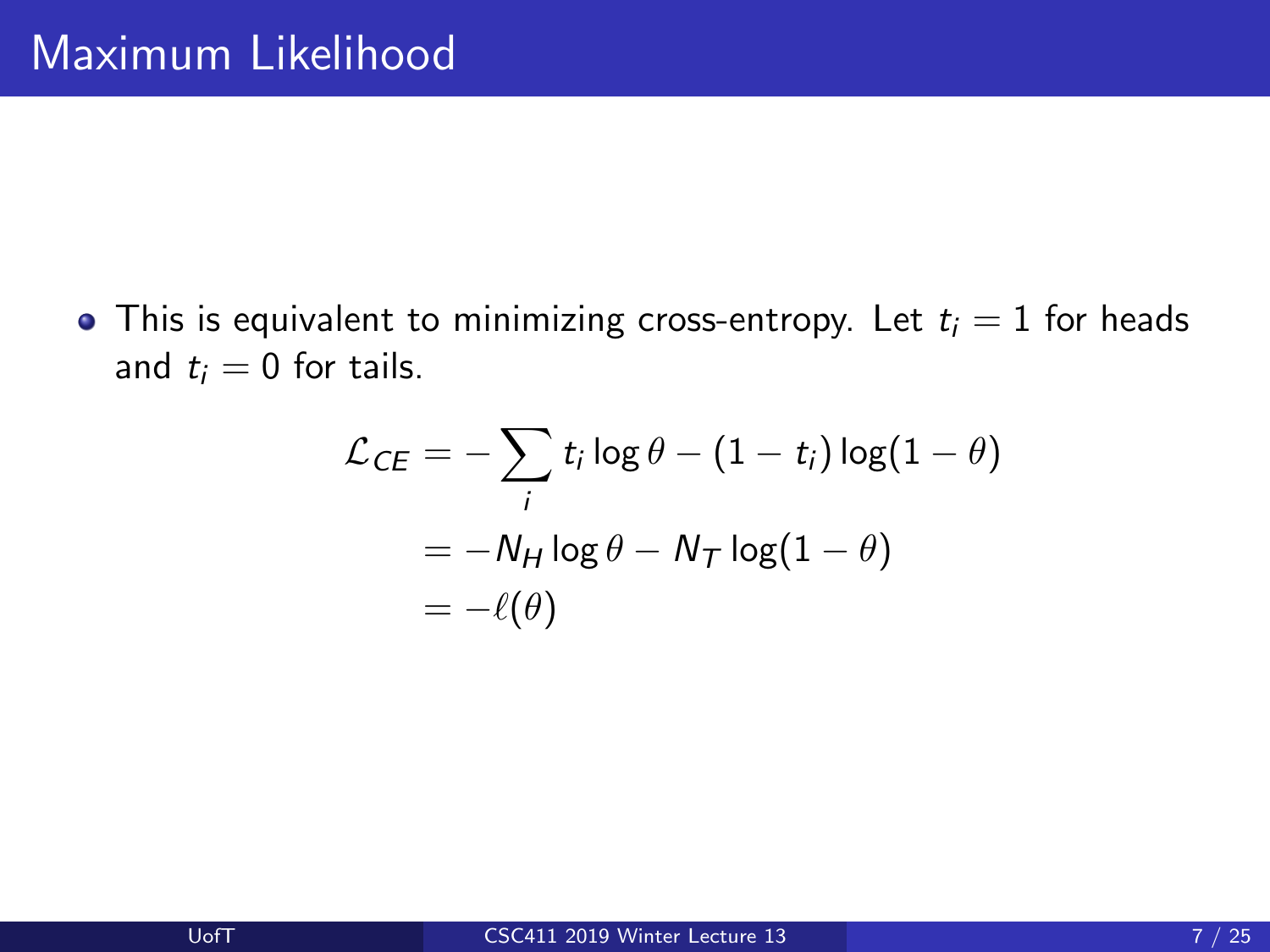# Maximum Likelihood

- This is equivalent to minimizing cross-entropy. Let $t_i = 1$ for heads and $t_i = 0$ for tails.

$$
\begin{aligned}
\mathcal{L}_{CE} &= -\sum_i t_i \log \theta - (1 - t_i) \log(1 - \theta) \\
&= -N_H \log \theta - N_T \log(1 - \theta) \\
&= -\ell(\theta)
\end{aligned}
$$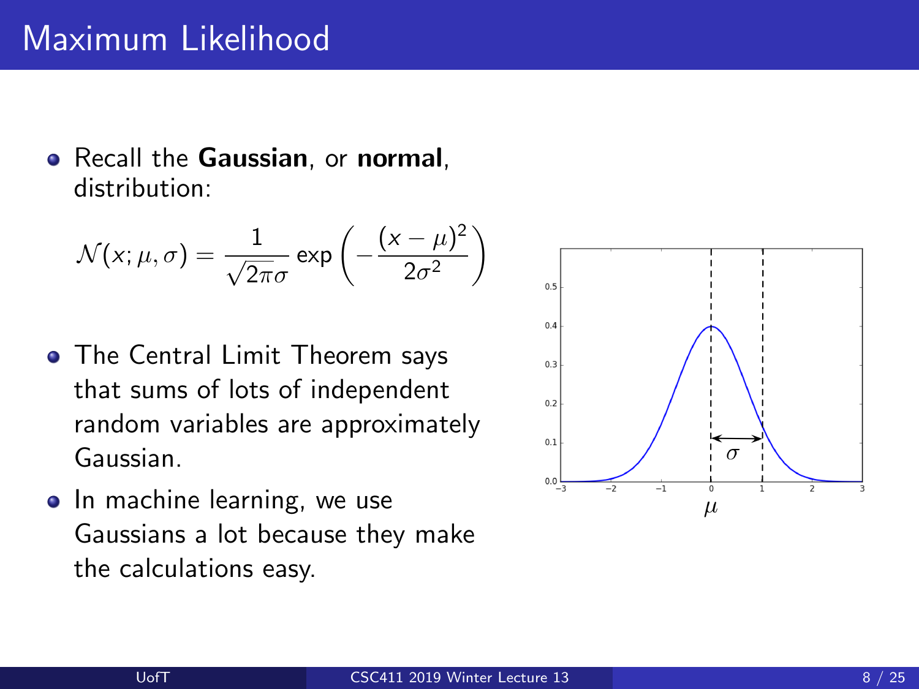# Maximum Likelihood

- Recall the **Gaussian**, or **normal**, distribution:

$$\mathcal{N}(x; \mu, \sigma) = \frac{1}{\sqrt{2\pi}\sigma} \exp\left(-\frac{(x-\mu)^2}{2\sigma^2}\right)$$

- The Central Limit Theorem says that sums of lots of independent random variables are approximately Gaussian.
- In machine learning, we use Gaussians a lot because they make the calculations easy.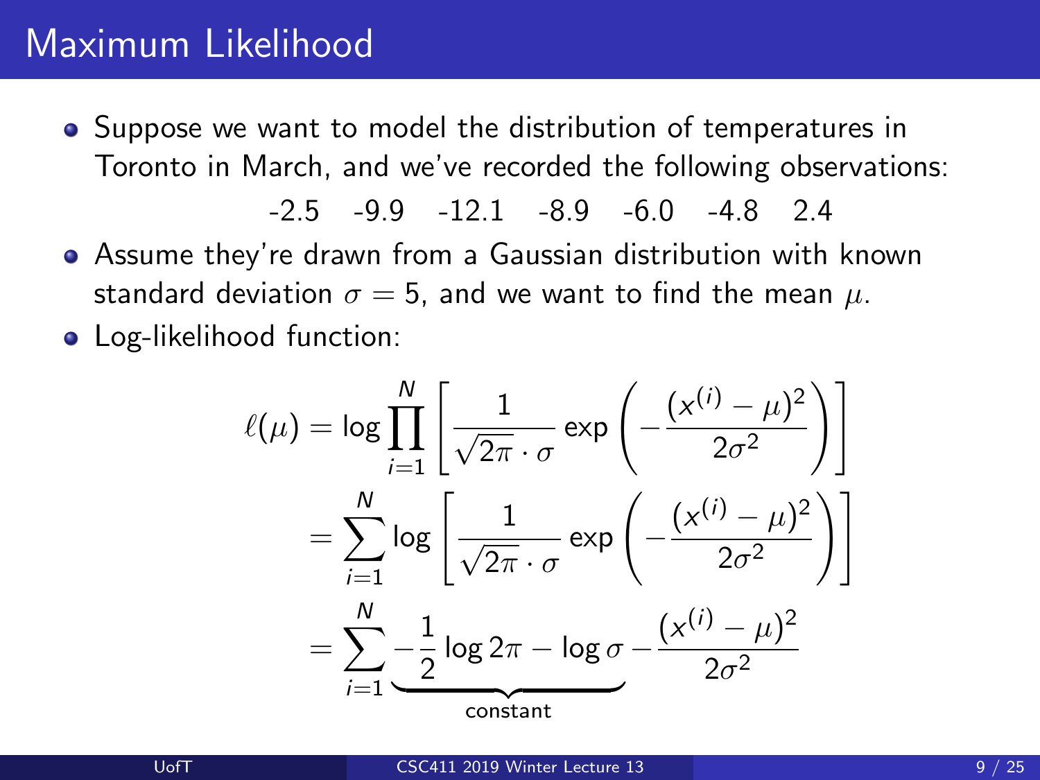# Maximum Likelihood

- Suppose we want to model the distribution of temperatures in Toronto in March, and we've recorded the following observations:

  -2.5 -9.9 -12.1 -8.9 -6.0 -4.8 2.4

- Assume they're drawn from a Gaussian distribution with known standard deviation $\sigma = 5$, and we want to find the mean $\mu$.
- Log-likelihood function:

$$
\begin{aligned}
\ell(\mu) &= \log \prod_{i=1}^{N} \left[ \frac{1}{\sqrt{2\pi} \cdot \sigma} \exp\left( -\frac{(x^{(i)} - \mu)^2}{2\sigma^2} \right) \right] \\
&= \sum_{i=1}^{N} \log \left[ \frac{1}{\sqrt{2\pi} \cdot \sigma} \exp\left( -\frac{(x^{(i)} - \mu)^2}{2\sigma^2} \right) \right] \\
&= \sum_{i=1}^{N} \underbrace{-\frac{1}{2} \log 2\pi - \log \sigma}_{\text{constant}} - \frac{(x^{(i)} - \mu)^2}{2\sigma^2}
\end{aligned}
$$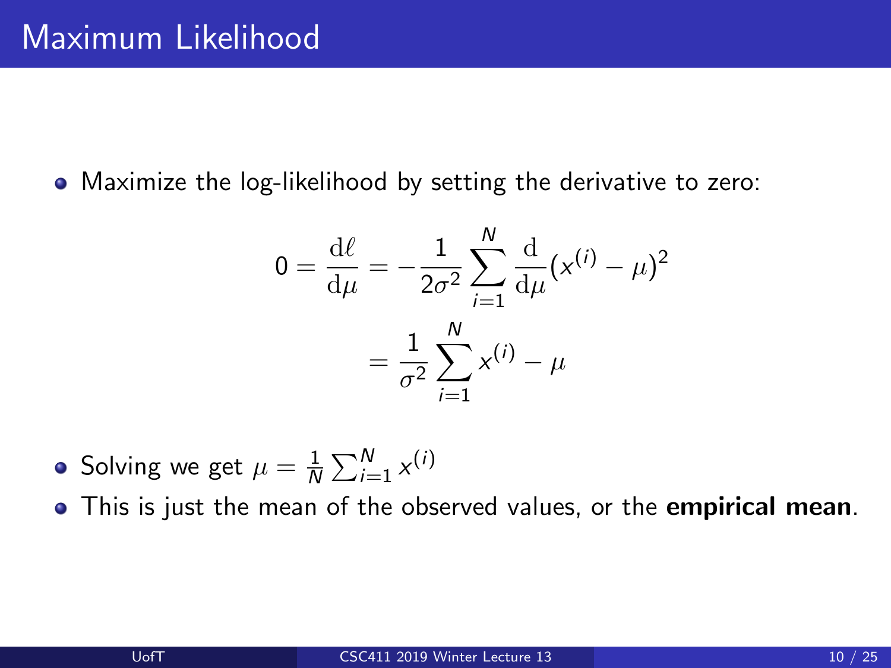# Maximum Likelihood

- Maximize the log-likelihood by setting the derivative to zero:

$$
\begin{aligned}
0 = \frac{\mathrm{d}\ell}{\mathrm{d}\mu} &= -\frac{1}{2\sigma^2} \sum_{i=1}^{N} \frac{\mathrm{d}}{\mathrm{d}\mu} (x^{(i)} - \mu)^2 \\
&= \frac{1}{\sigma^2} \sum_{i=1}^{N} x^{(i)} - \mu
\end{aligned}
$$

- Solving we get $\mu = \frac{1}{N} \sum_{i=1}^{N} x^{(i)}$
- This is just the mean of the observed values, or the **empirical mean**.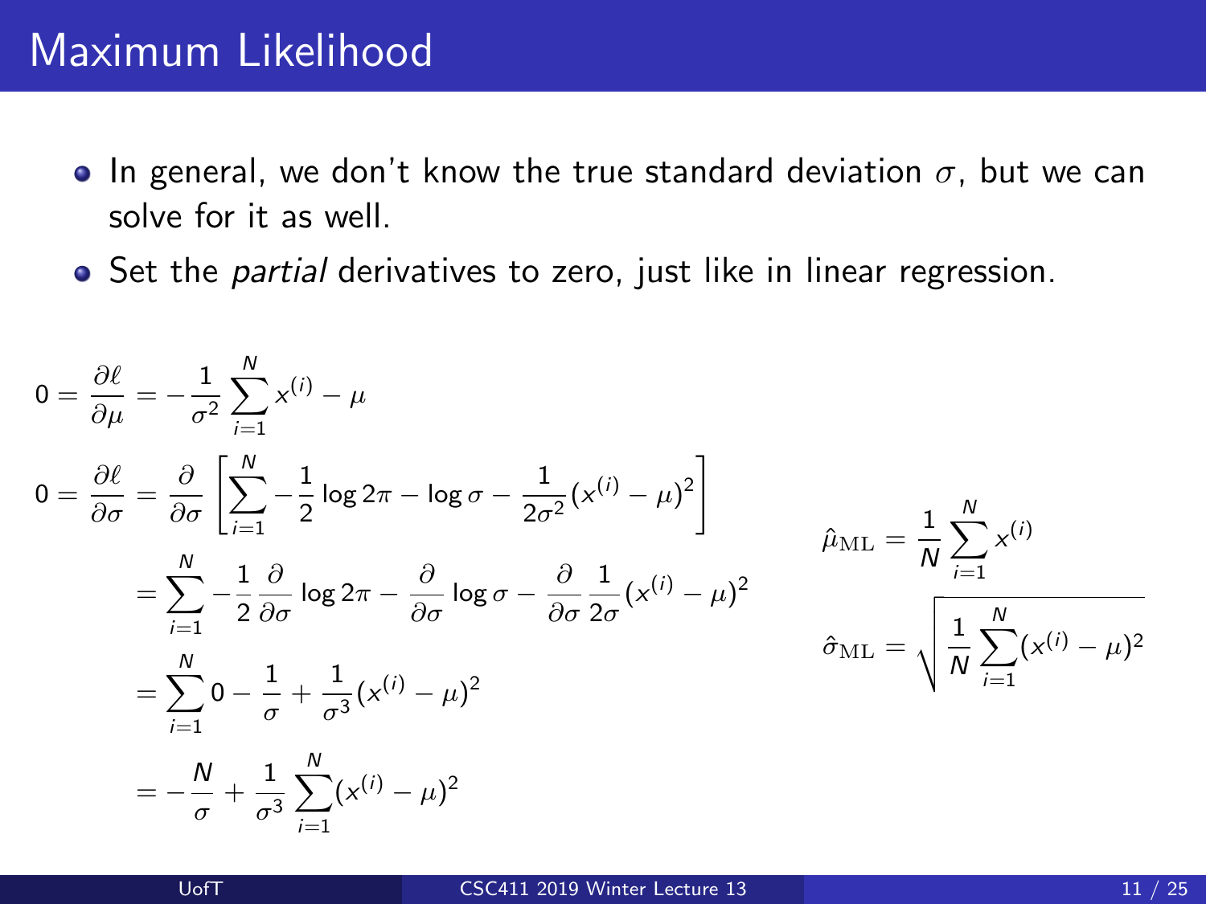# Maximum Likelihood

- In general, we don't know the true standard deviation $\sigma$, but we can solve for it as well.
- Set the *partial* derivatives to zero, just like in linear regression.

$$
\begin{aligned}
0 = \frac{\partial \ell}{\partial \mu} &= -\frac{1}{\sigma^2} \sum_{i=1}^{N} x^{(i)} - \mu \\
0 = \frac{\partial \ell}{\partial \sigma} &= \frac{\partial}{\partial \sigma} \left[ \sum_{i=1}^{N} -\frac{1}{2} \log 2\pi - \log \sigma - \frac{1}{2\sigma^2} (x^{(i)} - \mu)^2 \right] \\
&= \sum_{i=1}^{N} -\frac{1}{2} \frac{\partial}{\partial \sigma} \log 2\pi - \frac{\partial}{\partial \sigma} \log \sigma - \frac{\partial}{\partial \sigma} \frac{1}{2\sigma} (x^{(i)} - \mu)^2 \\
&= \sum_{i=1}^{N} 0 - \frac{1}{\sigma} + \frac{1}{\sigma^3} (x^{(i)} - \mu)^2 \\
&= -\frac{N}{\sigma} + \frac{1}{\sigma^3} \sum_{i=1}^{N} (x^{(i)} - \mu)^2
\end{aligned}
$$

$$
\hat{\mu}_{\mathrm{ML}} = \frac{1}{N} \sum_{i=1}^{N} x^{(i)}
$$

$$
\hat{\sigma}_{\mathrm{ML}} = \sqrt{\frac{1}{N} \sum_{i=1}^{N} (x^{(i)} - \mu)^2}
$$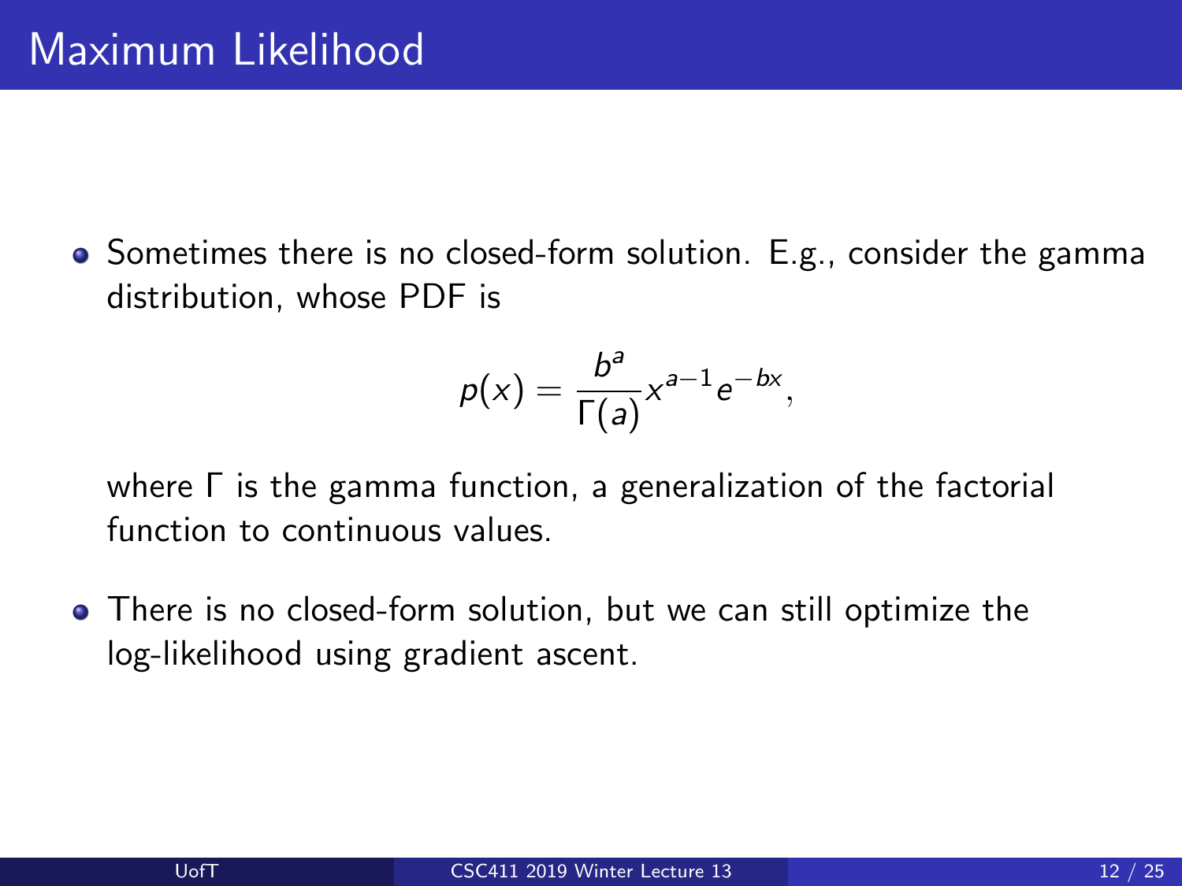# Maximum Likelihood

- Sometimes there is no closed-form solution. E.g., consider the gamma distribution, whose PDF is

$$p(x) = \frac{b^a}{\Gamma(a)} x^{a-1} e^{-bx},$$

  where $\Gamma$ is the gamma function, a generalization of the factorial function to continuous values.

- There is no closed-form solution, but we can still optimize the log-likelihood using gradient ascent.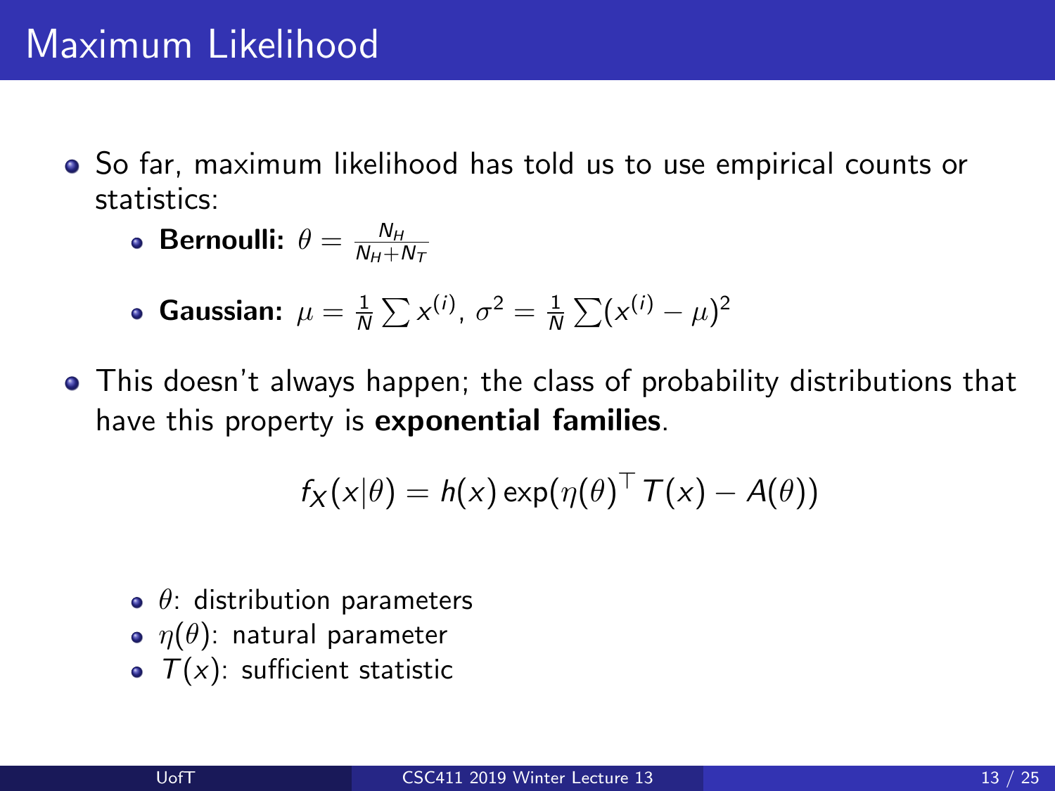# Maximum Likelihood

- So far, maximum likelihood has told us to use empirical counts or statistics:
  - **Bernoulli:** $\theta = \frac{N_H}{N_H + N_T}$
  - **Gaussian:** $\mu = \frac{1}{N} \sum x^{(i)}$, $\sigma^2 = \frac{1}{N} \sum (x^{(i)} - \mu)^2$
- This doesn't always happen; the class of probability distributions that have this property is **exponential families**.

$$f_X(x|\theta) = h(x) \exp(\eta(\theta)^\top T(x) - A(\theta))$$

  - $\theta$: distribution parameters
  - $\eta(\theta)$: natural parameter
  - $T(x)$: sufficient statistic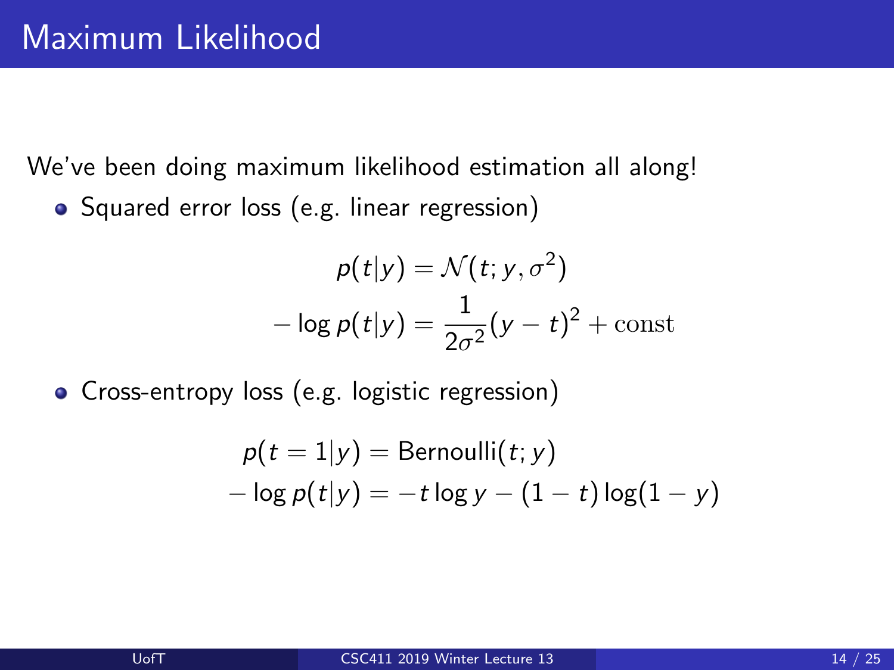# Maximum Likelihood

We've been doing maximum likelihood estimation all along!

- Squared error loss (e.g. linear regression)

$$
\begin{aligned}
p(t|y) &= \mathcal{N}(t; y, \sigma^2) \\
-\log p(t|y) &= \frac{1}{2\sigma^2}(y - t)^2 + \text{const}
\end{aligned}
$$

- Cross-entropy loss (e.g. logistic regression)

$$
\begin{aligned}
p(t = 1|y) &= \text{Bernoulli}(t; y) \\
-\log p(t|y) &= -t \log y - (1 - t) \log(1 - y)
\end{aligned}
$$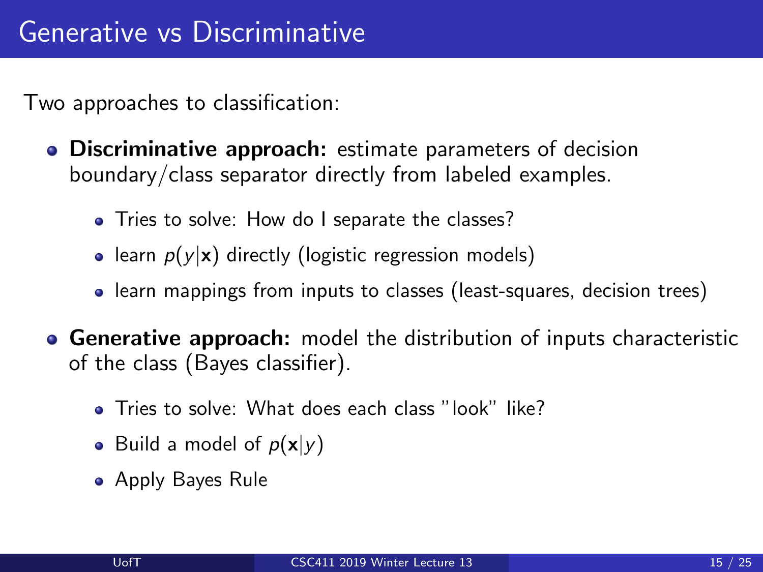# Generative vs Discriminative

Two approaches to classification:

- **Discriminative approach:** estimate parameters of decision boundary/class separator directly from labeled examples.
  - Tries to solve: How do I separate the classes?
  - learn $p(y|\mathbf{x})$ directly (logistic regression models)
  - learn mappings from inputs to classes (least-squares, decision trees)
- **Generative approach:** model the distribution of inputs characteristic of the class (Bayes classifier).
  - Tries to solve: What does each class "look" like?
  - Build a model of $p(\mathbf{x}|y)$
  - Apply Bayes Rule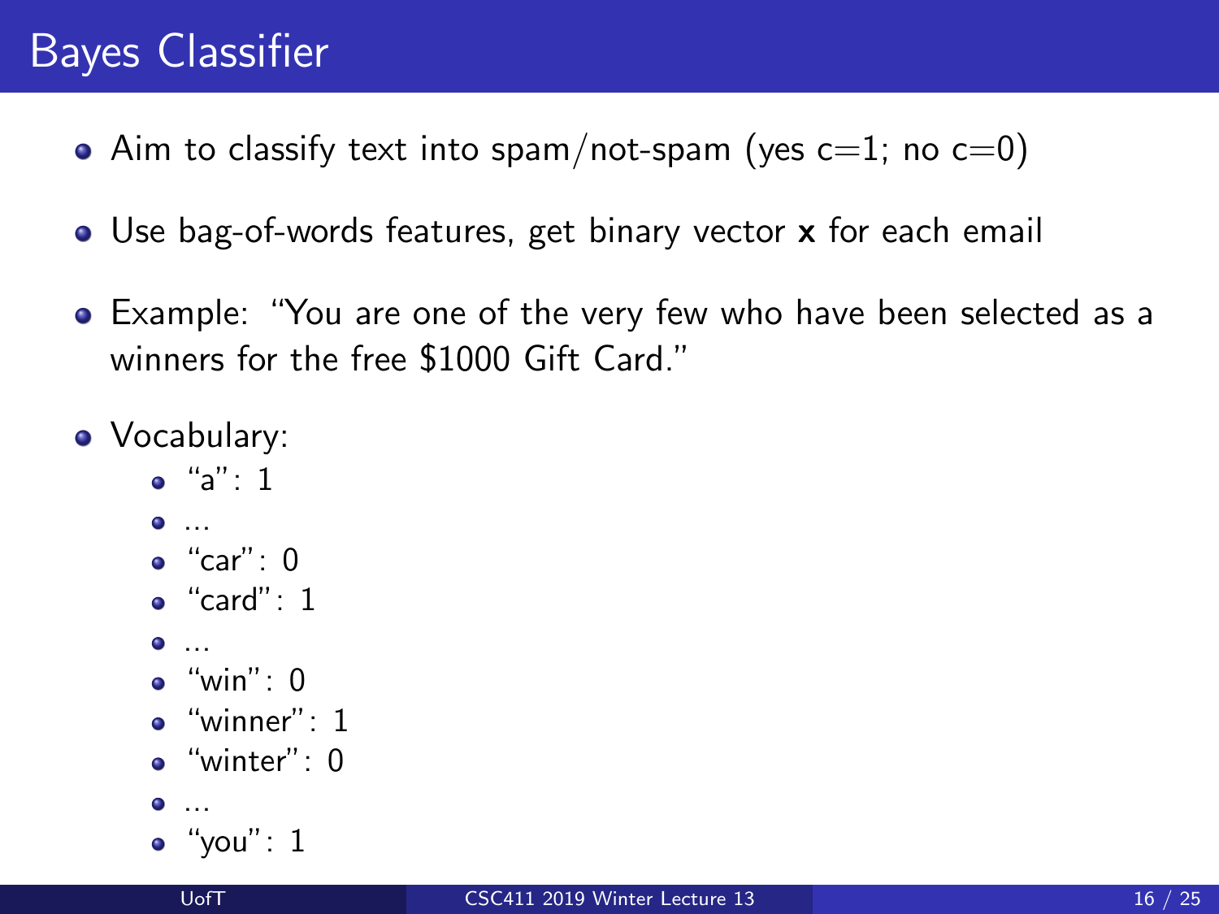# Bayes Classifier

- Aim to classify text into spam/not-spam (yes c=1; no c=0)
- Use bag-of-words features, get binary vector **x** for each email
- Example: "You are one of the very few who have been selected as a winners for the free $1000 Gift Card."
- Vocabulary:
  - "a": 1
  - ...
  - "car": 0
  - "card": 1
  - ...
  - "win": 0
  - "winner": 1
  - "winter": 0
  - ...
  - "you": 1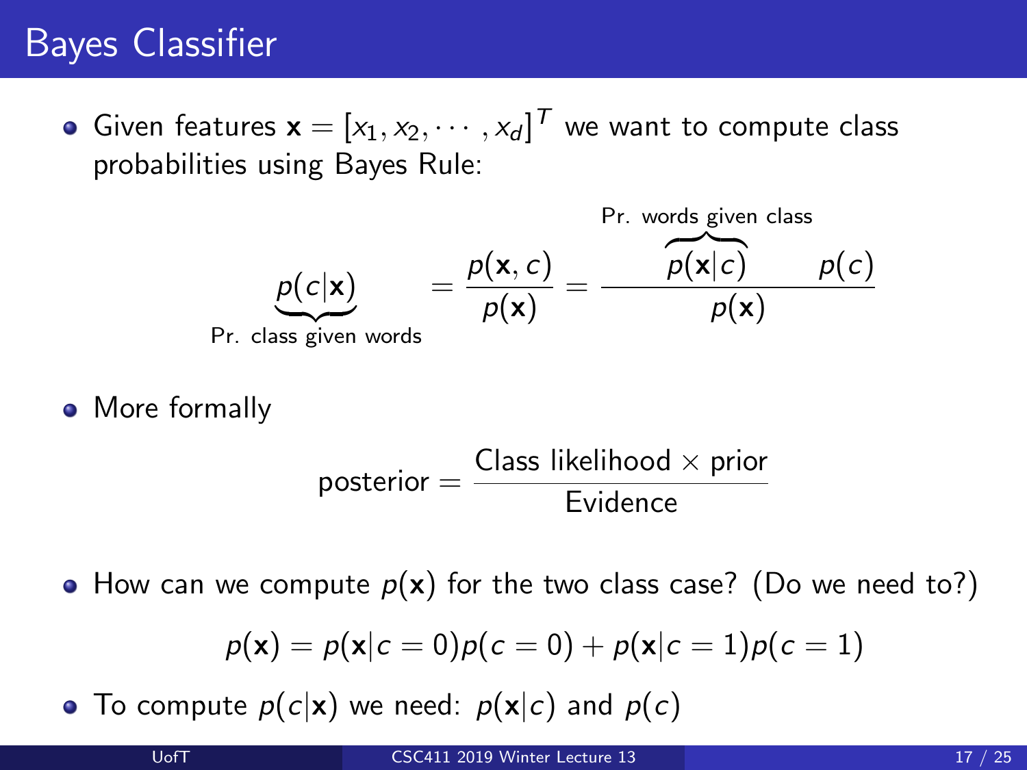# Bayes Classifier

- Given features $\mathbf{x} = [x_1, x_2, \cdots, x_d]^T$ we want to compute class probabilities using Bayes Rule:

$$\underbrace{p(c|\mathbf{x})}_{\text{Pr. class given words}} = \frac{p(\mathbf{x}, c)}{p(\mathbf{x})} = \frac{\overbrace{p(\mathbf{x}|c)}^{\text{Pr. words given class}} \quad p(c)}{p(\mathbf{x})}$$

- More formally

$$\text{posterior} = \frac{\text{Class likelihood} \times \text{prior}}{\text{Evidence}}$$

- How can we compute $p(\mathbf{x})$ for the two class case? (Do we need to?)

$$p(\mathbf{x}) = p(\mathbf{x}|c = 0)p(c = 0) + p(\mathbf{x}|c = 1)p(c = 1)$$

- To compute $p(c|\mathbf{x})$ we need: $p(\mathbf{x}|c)$ and $p(c)$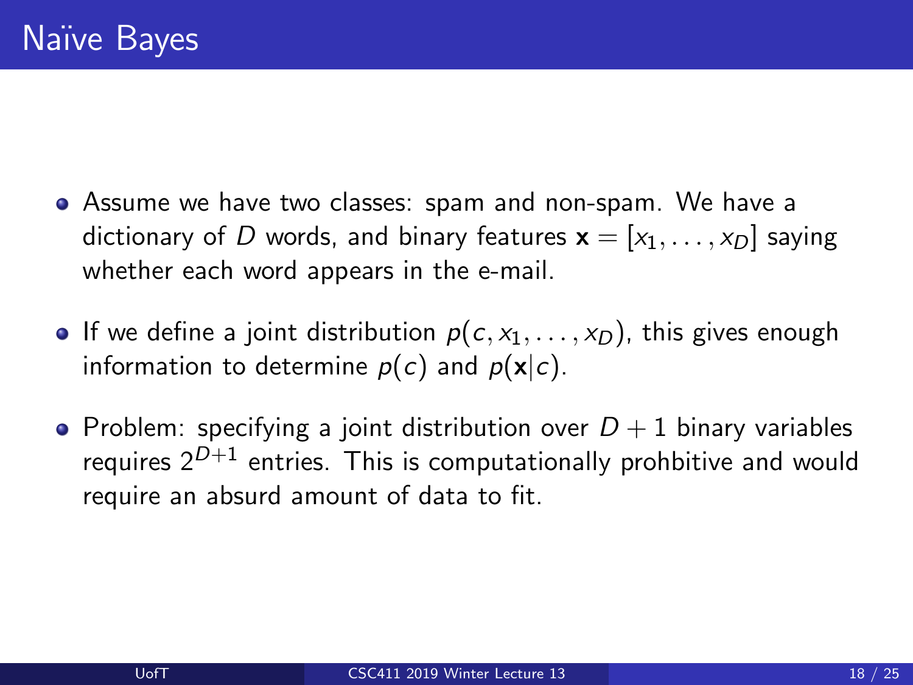# Naïve Bayes

- Assume we have two classes: spam and non-spam. We have a dictionary of $D$ words, and binary features $\mathbf{x} = [x_1, \ldots, x_D]$ saying whether each word appears in the e-mail.
- If we define a joint distribution $p(c, x_1, \ldots, x_D)$, this gives enough information to determine $p(c)$ and $p(\mathbf{x}|c)$.
- Problem: specifying a joint distribution over $D + 1$ binary variables requires $2^{D+1}$ entries. This is computationally prohbitive and would require an absurd amount of data to fit.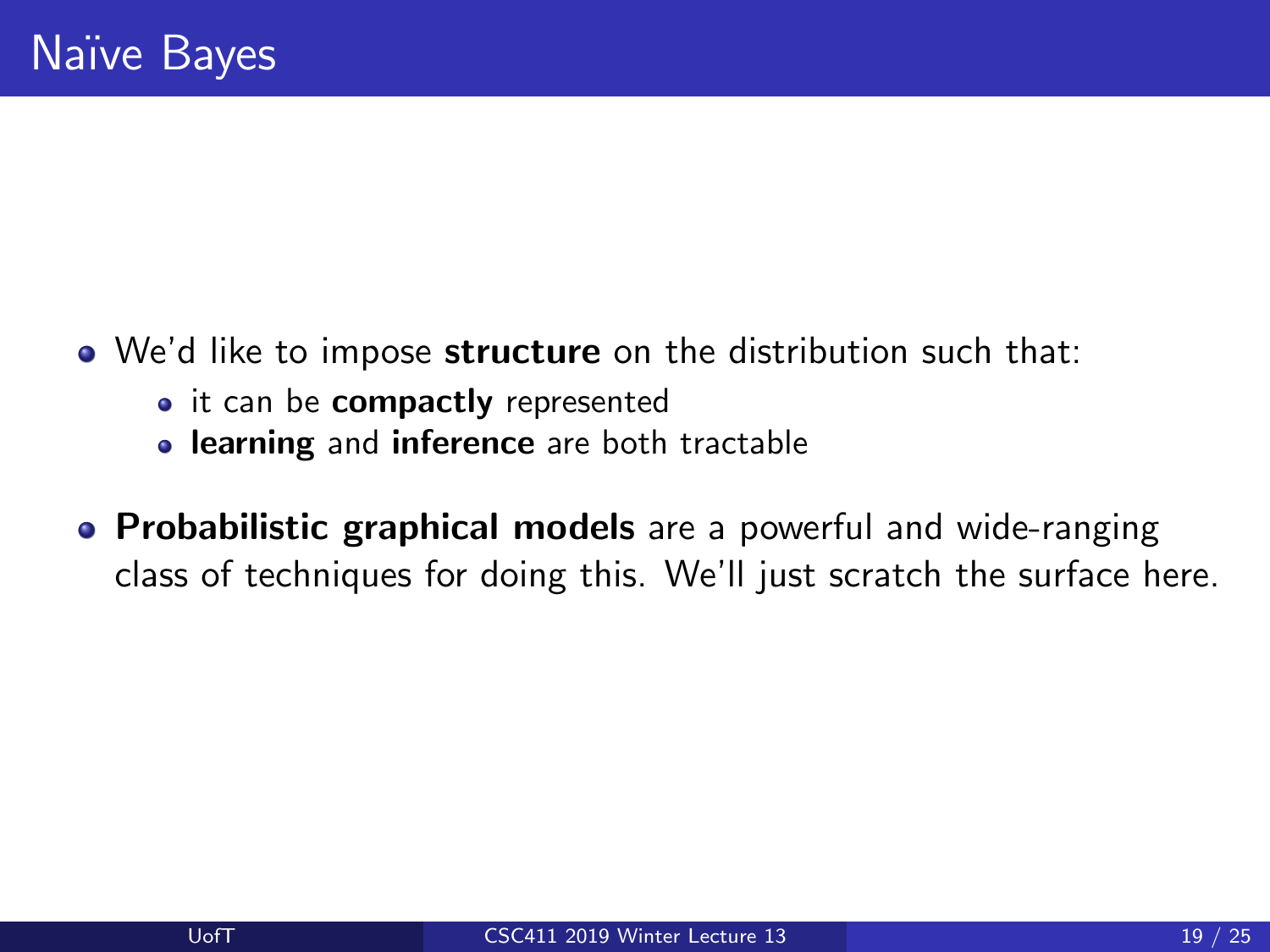# Naïve Bayes

- We'd like to impose **structure** on the distribution such that:
  - it can be **compactly** represented
  - **learning** and **inference** are both tractable
- **Probabilistic graphical models** are a powerful and wide-ranging class of techniques for doing this. We'll just scratch the surface here.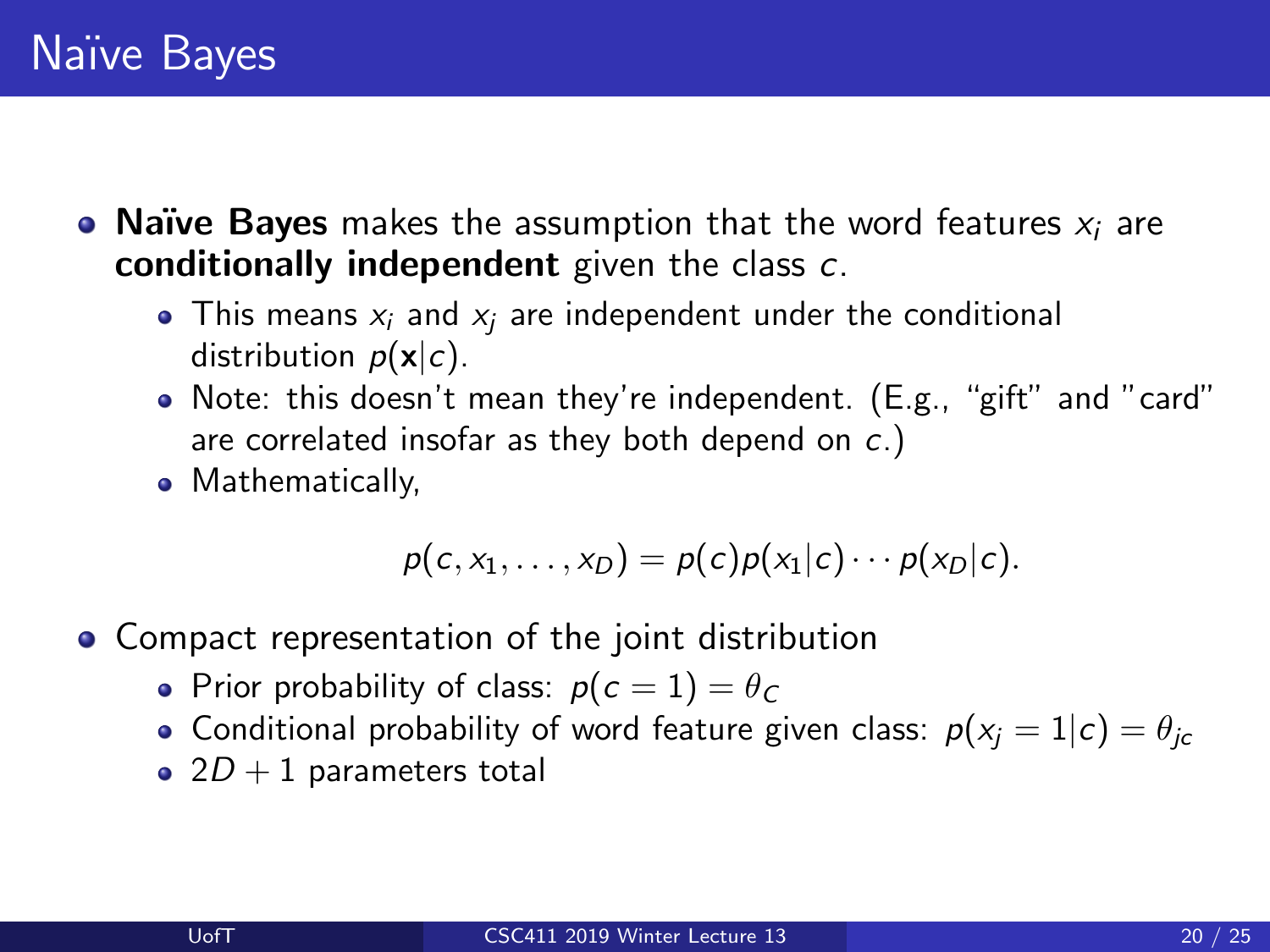# Naïve Bayes

- **Naïve Bayes** makes the assumption that the word features $x_i$ are **conditionally independent** given the class $c$.
  - This means $x_i$ and $x_j$ are independent under the conditional distribution $p(\mathbf{x}|c)$.
  - Note: this doesn't mean they're independent. (E.g., "gift" and "card" are correlated insofar as they both depend on $c$.)
  - Mathematically,

$$p(c, x_1, \ldots, x_D) = p(c)p(x_1|c) \cdots p(x_D|c).$$

- Compact representation of the joint distribution
  - Prior probability of class: $p(c = 1) = \theta_C$
  - Conditional probability of word feature given class: $p(x_j = 1|c) = \theta_{jc}$
  - $2D + 1$ parameters total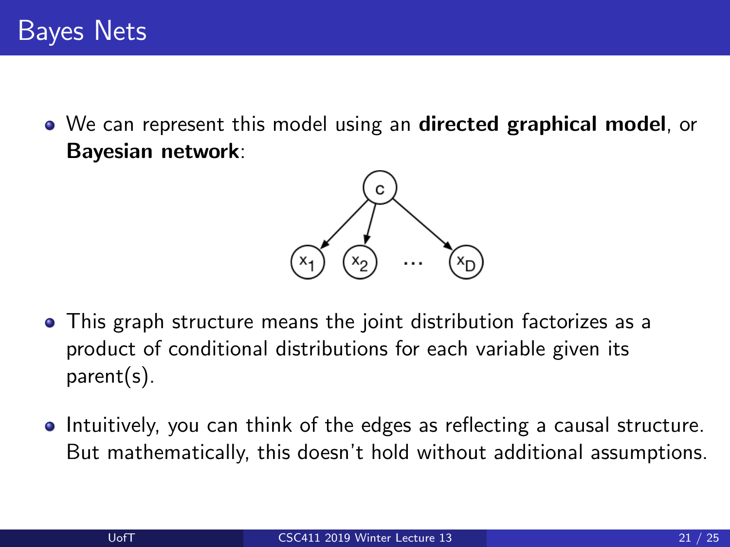# Bayes Nets

- We can represent this model using an **directed graphical model**, or **Bayesian network**:

- This graph structure means the joint distribution factorizes as a product of conditional distributions for each variable given its parent(s).

- Intuitively, you can think of the edges as reflecting a causal structure. But mathematically, this doesn't hold without additional assumptions.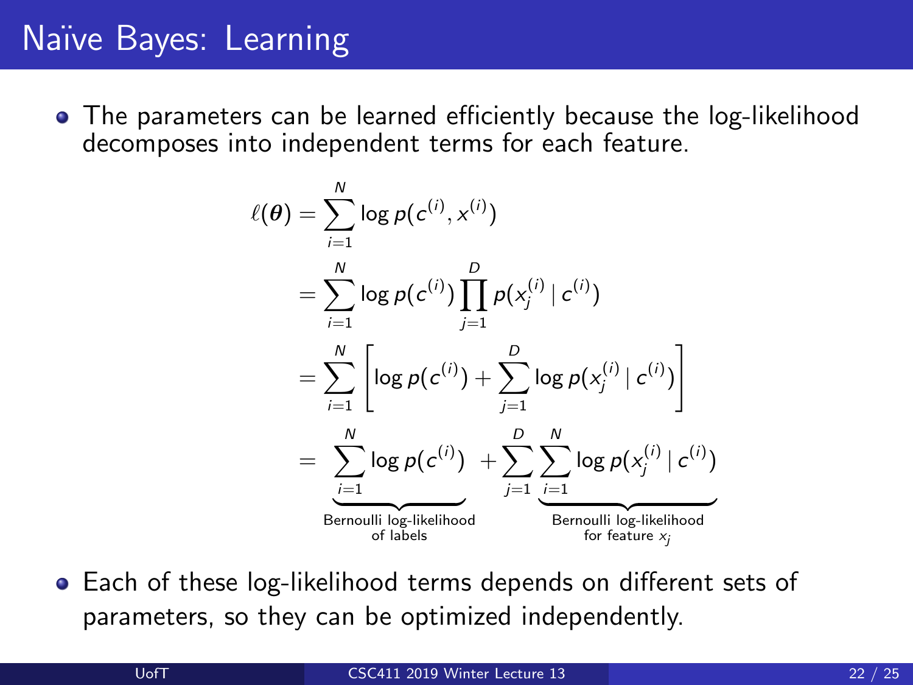# Naïve Bayes: Learning

- The parameters can be learned efficiently because the log-likelihood decomposes into independent terms for each feature.

$$
\begin{aligned}
\ell(\boldsymbol{\theta}) &= \sum_{i=1}^{N} \log p(c^{(i)}, x^{(i)}) \\
&= \sum_{i=1}^{N} \log p(c^{(i)}) \prod_{j=1}^{D} p(x_j^{(i)} \mid c^{(i)}) \\
&= \sum_{i=1}^{N} \left[ \log p(c^{(i)}) + \sum_{j=1}^{D} \log p(x_j^{(i)} \mid c^{(i)}) \right] \\
&= \underbrace{\sum_{i=1}^{N} \log p(c^{(i)})}_{\substack{\text{Bernoulli log-likelihood} \\ \text{of labels}}} + \sum_{j=1}^{D} \underbrace{\sum_{i=1}^{N} \log p(x_j^{(i)} \mid c^{(i)})}_{\substack{\text{Bernoulli log-likelihood} \\ \text{for feature } x_j}}
\end{aligned}
$$

- Each of these log-likelihood terms depends on different sets of parameters, so they can be optimized independently.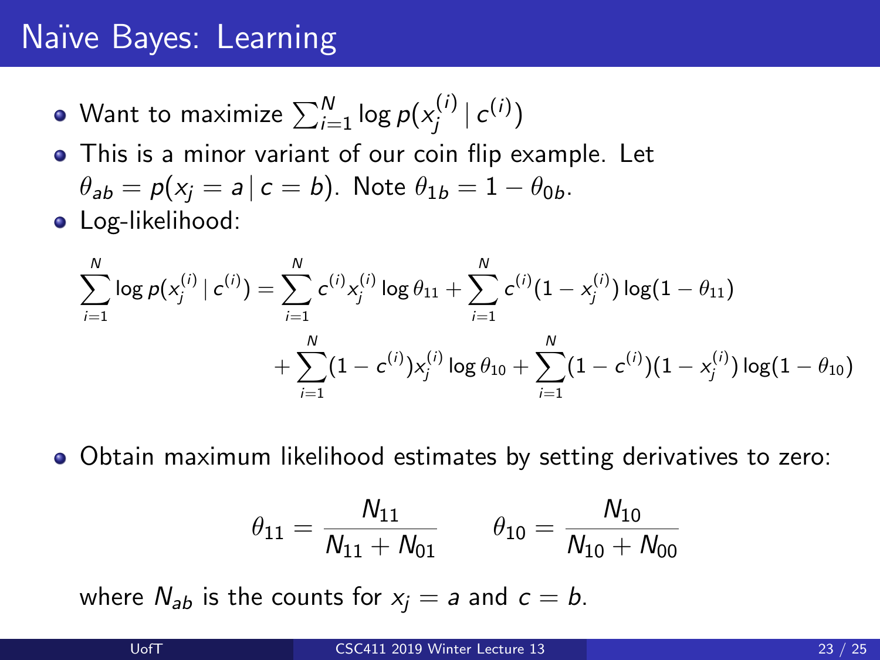# Naïve Bayes: Learning

- Want to maximize $\sum_{i=1}^{N} \log p(x_j^{(i)} \mid c^{(i)})$
- This is a minor variant of our coin flip example. Let $\theta_{ab} = p(x_j = a \mid c = b)$. Note $\theta_{1b} = 1 - \theta_{0b}$.
- Log-likelihood:

$$
\begin{aligned}
\sum_{i=1}^{N} \log p(x_j^{(i)} \mid c^{(i)}) = & \sum_{i=1}^{N} c^{(i)} x_j^{(i)} \log \theta_{11} + \sum_{i=1}^{N} c^{(i)} (1 - x_j^{(i)}) \log(1 - \theta_{11}) \\
& + \sum_{i=1}^{N} (1 - c^{(i)}) x_j^{(i)} \log \theta_{10} + \sum_{i=1}^{N} (1 - c^{(i)})(1 - x_j^{(i)}) \log(1 - \theta_{10})
\end{aligned}
$$

- Obtain maximum likelihood estimates by setting derivatives to zero:

$$
\theta_{11} = \frac{N_{11}}{N_{11} + N_{01}} \qquad \theta_{10} = \frac{N_{10}}{N_{10} + N_{00}}
$$

where $N_{ab}$ is the counts for $x_j = a$ and $c = b$.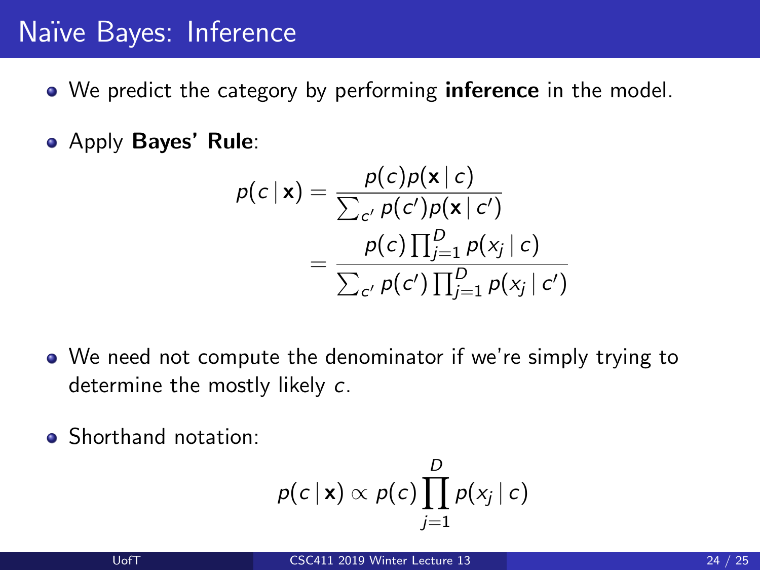# Naïve Bayes: Inference

- We predict the category by performing **inference** in the model.
- Apply **Bayes' Rule**:

$$
\begin{aligned}
p(c \mid \mathbf{x}) &= \frac{p(c)p(\mathbf{x} \mid c)}{\sum_{c'} p(c')p(\mathbf{x} \mid c')} \\
&= \frac{p(c) \prod_{j=1}^{D} p(x_j \mid c)}{\sum_{c'} p(c') \prod_{j=1}^{D} p(x_j \mid c')}
\end{aligned}
$$

- We need not compute the denominator if we're simply trying to determine the mostly likely $c$.
- Shorthand notation:

$$
p(c \mid \mathbf{x}) \propto p(c) \prod_{j=1}^{D} p(x_j \mid c)
$$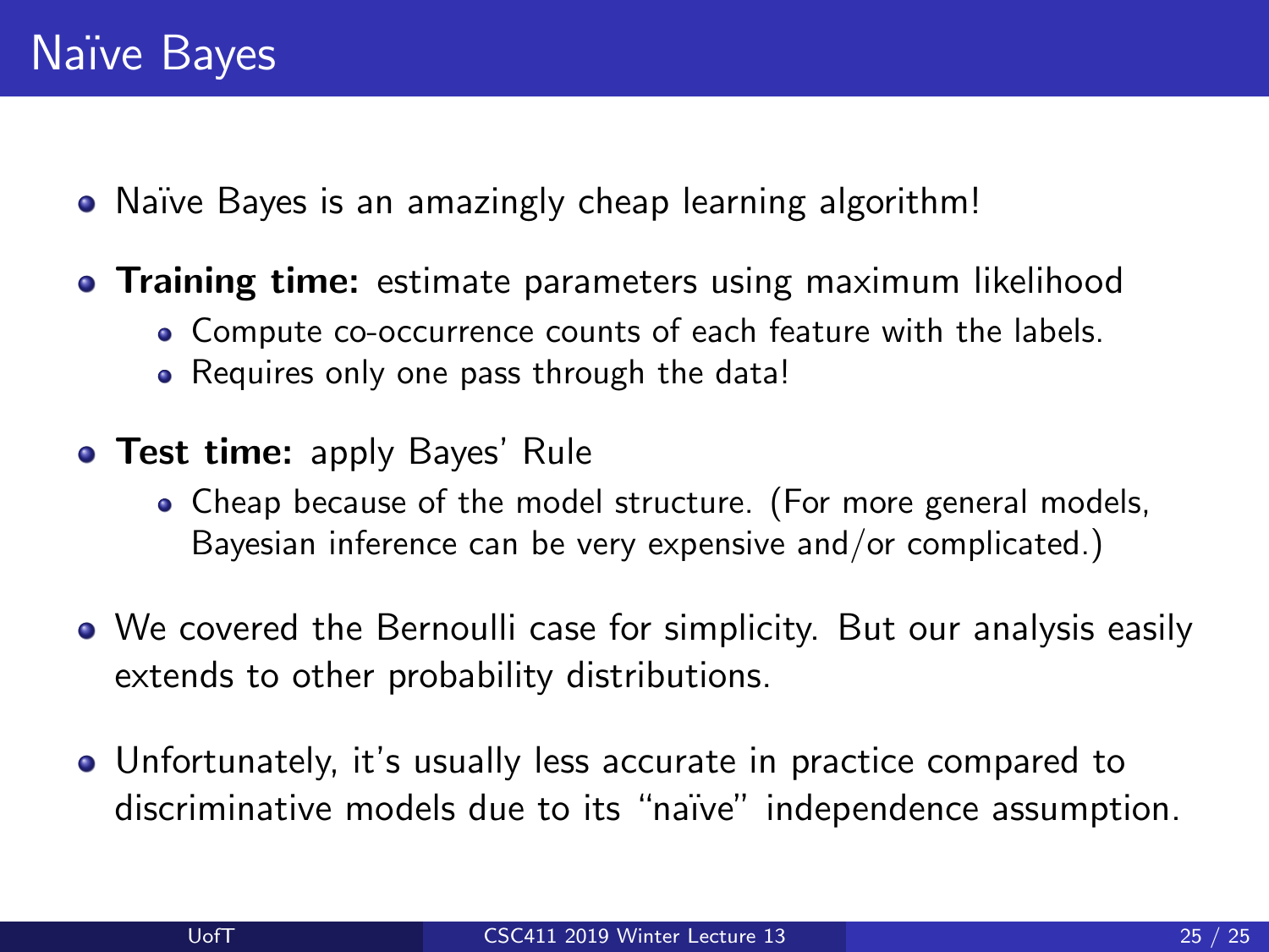# Naïve Bayes

- Naïve Bayes is an amazingly cheap learning algorithm!
- **Training time:** estimate parameters using maximum likelihood
  - Compute co-occurrence counts of each feature with the labels.
  - Requires only one pass through the data!
- **Test time:** apply Bayes' Rule
  - Cheap because of the model structure. (For more general models, Bayesian inference can be very expensive and/or complicated.)
- We covered the Bernoulli case for simplicity. But our analysis easily extends to other probability distributions.
- Unfortunately, it's usually less accurate in practice compared to discriminative models due to its "naïve" independence assumption.